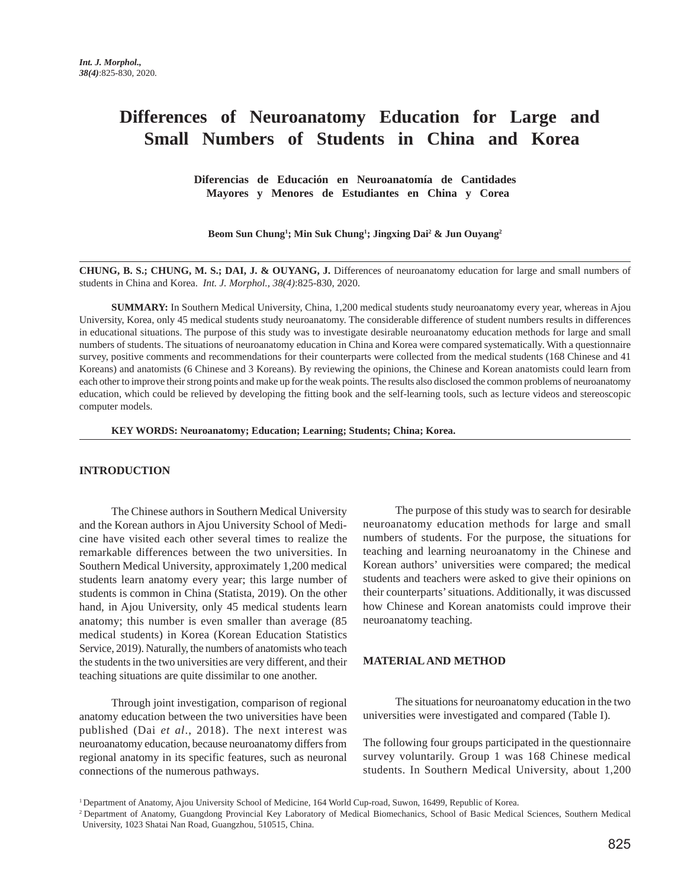// Int. J. Morphol., 38(4):825-830, 2020.

# Differences of Neuroanatomy Education for Large and Small Numbers of Students in China and Korea

### Diferencias de Educación en Neuroanatomía de Cantidades Mayores y Menores de Estudiantes en China y Corea

**Beom Sun Chung[1]; Min Suk Chung[1]; Jingxing Dai[2] & Jun Ouyang[2]**

**CHUNG, B. S.; CHUNG, M. S.; DAI, J. & OUYANG, J.** Differences of neuroanatomy education for large and small numbers of students in China and Korea. *Int. J. Morphol., 38(4)*:825-830, 2020.

**SUMMARY:** In Southern Medical University, China, 1,200 medical students study neuroanatomy every year, whereas in Ajou University, Korea, only 45 medical students study neuroanatomy. The considerable difference of student numbers results in differences in educational situations. The purpose of this study was to investigate desirable neuroanatomy education methods for large and small numbers of students. The situations of neuroanatomy education in China and Korea were compared systematically. With a questionnaire survey, positive comments and recommendations for their counterparts were collected from the medical students (168 Chinese and 41 Koreans) and anatomists (6 Chinese and 3 Koreans). By reviewing the opinions, the Chinese and Korean anatomists could learn from each other to improve their strong points and make up for the weak points. The results also disclosed the common problems of neuroanatomy education, which could be relieved by developing the fitting book and the self-learning tools, such as lecture videos and stereoscopic computer models.

**KEY WORDS: Neuroanatomy; Education; Learning; Students; China; Korea.**

## INTRODUCTION

The Chinese authors in Southern Medical University and the Korean authors in Ajou University School of Medicine have visited each other several times to realize the remarkable differences between the two universities. In Southern Medical University, approximately 1,200 medical students learn anatomy every year; this large number of students is common in China (Statista, 2019). On the other hand, in Ajou University, only 45 medical students learn anatomy; this number is even smaller than average (85 medical students) in Korea (Korean Education Statistics Service, 2019). Naturally, the numbers of anatomists who teach the students in the two universities are very different, and their teaching situations are quite dissimilar to one another.

Through joint investigation, comparison of regional anatomy education between the two universities have been published (Dai *et al*., 2018). The next interest was neuroanatomy education, because neuroanatomy differs from regional anatomy in its specific features, such as neuronal connections of the numerous pathways.

The purpose of this study was to search for desirable neuroanatomy education methods for large and small numbers of students. For the purpose, the situations for teaching and learning neuroanatomy in the Chinese and Korean authors' universities were compared; the medical students and teachers were asked to give their opinions on their counterparts' situations. Additionally, it was discussed how Chinese and Korean anatomists could improve their neuroanatomy teaching.

## MATERIAL AND METHOD

The situations for neuroanatomy education in the two universities were investigated and compared (Table I).

The following four groups participated in the questionnaire survey voluntarily. Group 1 was 168 Chinese medical students. In Southern Medical University, about 1,200

[1] Department of Anatomy, Ajou University School of Medicine, 164 World Cup-road, Suwon, 16499, Republic of Korea.

[2] Department of Anatomy, Guangdong Provincial Key Laboratory of Medical Biomechanics, School of Basic Medical Sciences, Southern Medical University, 1023 Shatai Nan Road, Guangzhou, 510515, China.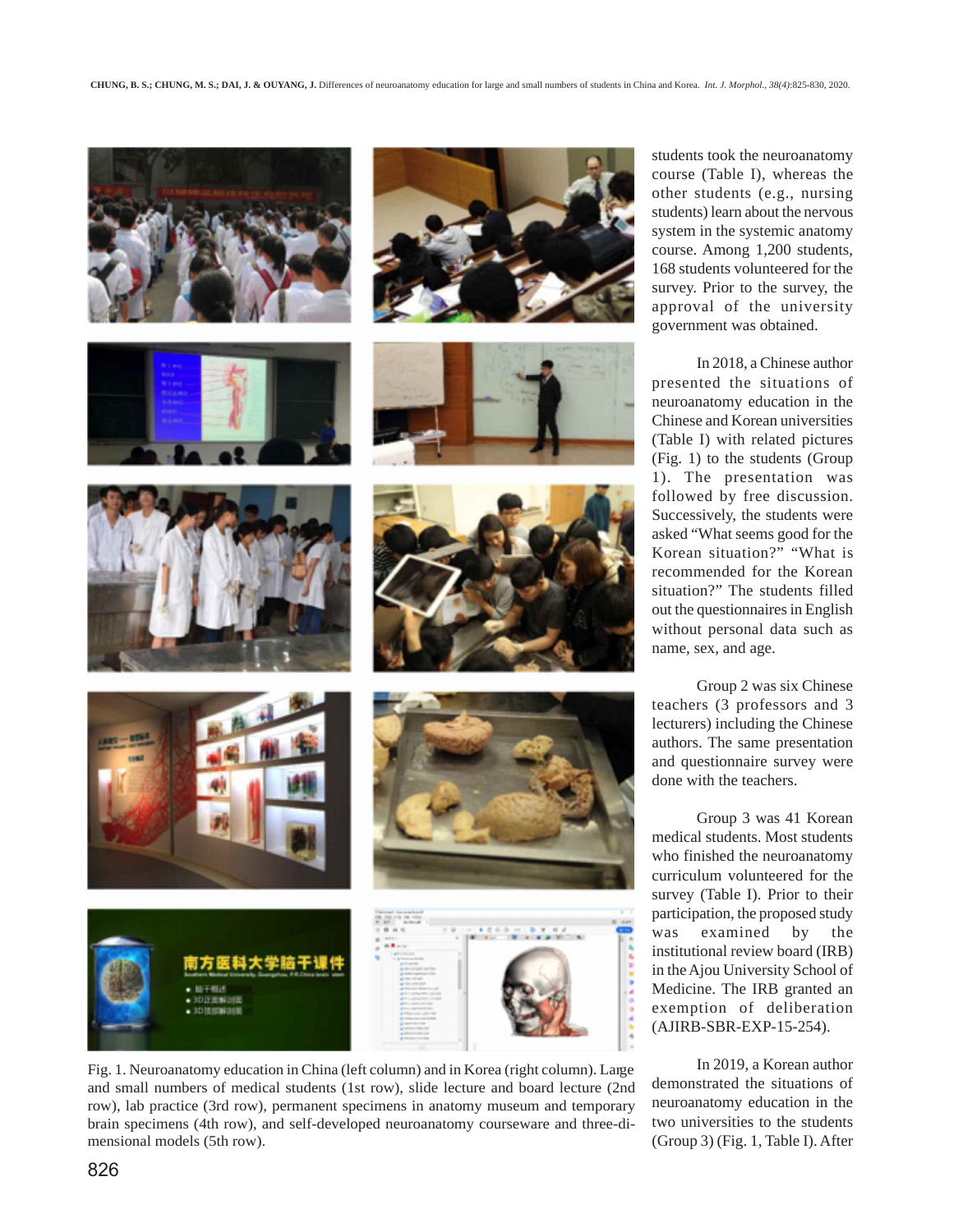Fig. 1. Neuroanatomy education in China (left column) and in Korea (right column). Large and small numbers of medical students (1st row), slide lecture and board lecture (2nd row), lab practice (3rd row), permanent specimens in anatomy museum and temporary brain specimens (4th row), and self-developed neuroanatomy courseware and three-dimensional models (5th row).

students took the neuroanatomy course (Table I), whereas the other students (e.g., nursing students) learn about the nervous system in the systemic anatomy course. Among 1,200 students, 168 students volunteered for the survey. Prior to the survey, the approval of the university government was obtained.

In 2018, a Chinese author presented the situations of neuroanatomy education in the Chinese and Korean universities (Table I) with related pictures (Fig. 1) to the students (Group 1). The presentation was followed by free discussion. Successively, the students were asked "What seems good for the Korean situation?" "What is recommended for the Korean situation?" The students filled out the questionnaires in English without personal data such as name, sex, and age.

Group 2 was six Chinese teachers (3 professors and 3 lecturers) including the Chinese authors. The same presentation and questionnaire survey were done with the teachers.

Group 3 was 41 Korean medical students. Most students who finished the neuroanatomy curriculum volunteered for the survey (Table I). Prior to their participation, the proposed study was examined by the institutional review board (IRB) in the Ajou University School of Medicine. The IRB granted an exemption of deliberation (AJIRB-SBR-EXP-15-254).

In 2019, a Korean author demonstrated the situations of neuroanatomy education in the two universities to the students (Group 3) (Fig. 1, Table I). After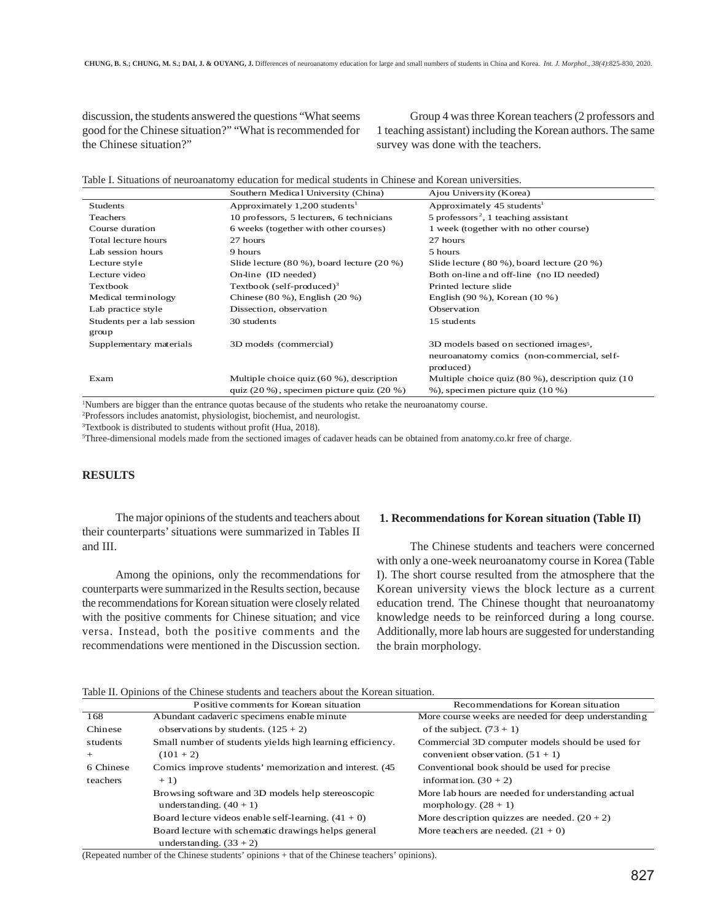discussion, the students answered the questions "What seems good for the Chinese situation?" "What is recommended for the Chinese situation?"

Group 4 was three Korean teachers (2 professors and 1 teaching assistant) including the Korean authors. The same survey was done with the teachers.

Table I. Situations of neuroanatomy education for medical students in Chinese and Korean universities.

| | Southern Medical University (China) | Ajou University (Korea) |
|---|---|---|
| Students | Approximately 1,200 students[1] | Approximately 45 students[1] |
| Teachers | 10 professors, 5 lecturers, 6 technicians | 5 professors[2], 1 teaching assistant |
| Course duration | 6 weeks (together with other courses) | 1 week (together with no other course) |
| Total lecture hours | 27 hours | 27 hours |
| Lab session hours | 9 hours | 5 hours |
| Lecture style | Slide lecture (80 %), board lecture (20 %) | Slide lecture (80 %), board lecture (20 %) |
| Lecture video | On-line (ID needed) | Both on-line and off-line (no ID needed) |
| Textbook | Textbook (self-produced)[3] | Printed lecture slide |
| Medical terminology | Chinese (80 %), English (20 %) | English (90 %), Korean (10 %) |
| Lab practice style | Dissection, observation | Observation |
| Students per a lab session group | 30 students | 15 students |
| Supplementary materials | 3D models (commercial) | 3D models based on sectioned images[5], neuroanatomy comics (non-commercial, self-produced) |
| Exam | Multiple choice quiz (60 %), description quiz (20 %), specimen picture quiz (20 %) | Multiple choice quiz (80 %), description quiz (10 %), specimen picture quiz (10 %) |

[1]Numbers are bigger than the entrance quotas because of the students who retake the neuroanatomy course.
[2]Professors includes anatomist, physiologist, biochemist, and neurologist.
[3]Textbook is distributed to students without profit (Hua, 2018).
[5]Three-dimensional models made from the sectioned images of cadaver heads can be obtained from anatomy.co.kr free of charge.

## RESULTS

The major opinions of the students and teachers about their counterparts' situations were summarized in Tables II and III.

Among the opinions, only the recommendations for counterparts were summarized in the Results section, because the recommendations for Korean situation were closely related with the positive comments for Chinese situation; and vice versa. Instead, both the positive comments and the recommendations were mentioned in the Discussion section.

### 1. Recommendations for Korean situation (Table II)

The Chinese students and teachers were concerned with only a one-week neuroanatomy course in Korea (Table I). The short course resulted from the atmosphere that the Korean university views the block lecture as a current education trend. The Chinese thought that neuroanatomy knowledge needs to be reinforced during a long course. Additionally, more lab hours are suggested for understanding the brain morphology.

Table II. Opinions of the Chinese students and teachers about the Korean situation.

| | Positive comments for Korean situation | Recommendations for Korean situation |
|---|---|---|
| 168 Chinese students + 6 Chinese teachers | Abundant cadaveric specimens enable minute observations by students. (125 + 2) | More course weeks are needed for deep understanding of the subject. (73 + 1) |
| | Small number of students yields high learning efficiency. (101 + 2) | Commercial 3D computer models should be used for convenient observation. (51 + 1) |
| | Comics improve students' memorization and interest. (45 + 1) | Conventional book should be used for precise information. (30 + 2) |
| | Browsing software and 3D models help stereoscopic understanding. (40 + 1) | More lab hours are needed for understanding actual morphology. (28 + 1) |
| | Board lecture videos enable self-learning. (41 + 0) | More description quizzes are needed. (20 + 2) |
| | Board lecture with schematic drawings helps general understanding. (33 + 2) | More teachers are needed. (21 + 0) |

(Repeated number of the Chinese students' opinions + that of the Chinese teachers' opinions).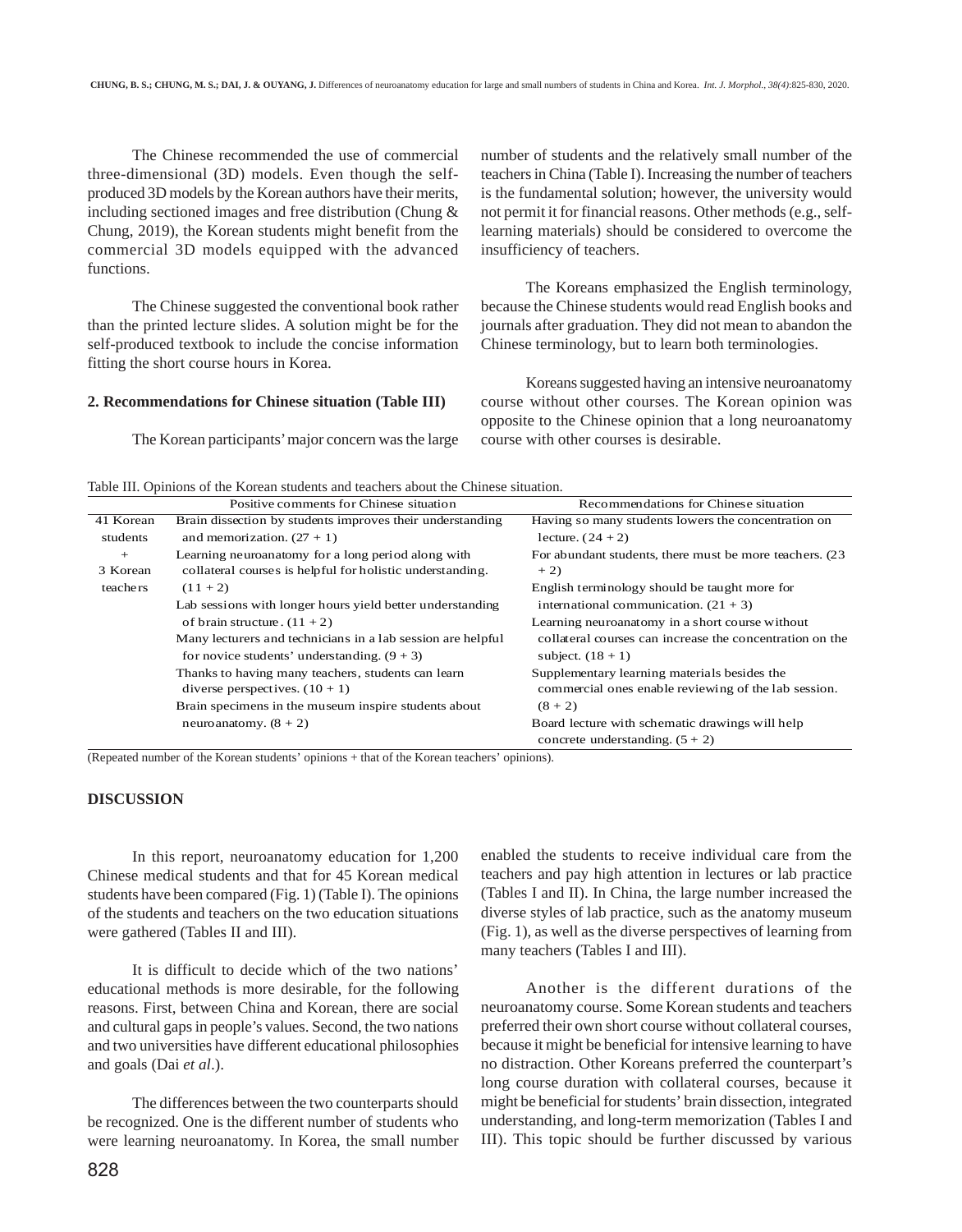The Chinese recommended the use of commercial three-dimensional (3D) models. Even though the self-produced 3D models by the Korean authors have their merits, including sectioned images and free distribution (Chung & Chung, 2019), the Korean students might benefit from the commercial 3D models equipped with the advanced functions.

The Chinese suggested the conventional book rather than the printed lecture slides. A solution might be for the self-produced textbook to include the concise information fitting the short course hours in Korea.

**2. Recommendations for Chinese situation (Table III)**

The Korean participants' major concern was the large number of students and the relatively small number of the teachers in China (Table I). Increasing the number of teachers is the fundamental solution; however, the university would not permit it for financial reasons. Other methods (e.g., self-learning materials) should be considered to overcome the insufficiency of teachers.

The Koreans emphasized the English terminology, because the Chinese students would read English books and journals after graduation. They did not mean to abandon the Chinese terminology, but to learn both terminologies.

Koreans suggested having an intensive neuroanatomy course without other courses. The Korean opinion was opposite to the Chinese opinion that a long neuroanatomy course with other courses is desirable.

Table III. Opinions of the Korean students and teachers about the Chinese situation.

| | Positive comments for Chinese situation | Recommendations for Chinese situation |
|---|---|---|
| 41 Korean students + 3 Korean teachers | Brain dissection by students improves their understanding and memorization. (27 + 1) | Having so many students lowers the concentration on lecture. (24 + 2) |
| | Learning neuroanatomy for a long period along with collateral courses is helpful for holistic understanding. (11 + 2) | For abundant students, there must be more teachers. (23 + 2) |
| | Lab sessions with longer hours yield better understanding of brain structure. (11 + 2) | English terminology should be taught more for international communication. (21 + 3) |
| | Many lecturers and technicians in a lab session are helpful for novice students' understanding. (9 + 3) | Learning neuroanatomy in a short course without collateral courses can increase the concentration on the subject. (18 + 1) |
| | Thanks to having many teachers, students can learn diverse perspectives. (10 + 1) | Supplementary learning materials besides the commercial ones enable reviewing of the lab session. (8 + 2) |
| | Brain specimens in the museum inspire students about neuroanatomy. (8 + 2) | Board lecture with schematic drawings will help concrete understanding. (5 + 2) |

(Repeated number of the Korean students' opinions + that of the Korean teachers' opinions).

## DISCUSSION

In this report, neuroanatomy education for 1,200 Chinese medical students and that for 45 Korean medical students have been compared (Fig. 1) (Table I). The opinions of the students and teachers on the two education situations were gathered (Tables II and III).

It is difficult to decide which of the two nations' educational methods is more desirable, for the following reasons. First, between China and Korean, there are social and cultural gaps in people's values. Second, the two nations and two universities have different educational philosophies and goals (Dai *et al*.).

The differences between the two counterparts should be recognized. One is the different number of students who were learning neuroanatomy. In Korea, the small number enabled the students to receive individual care from the teachers and pay high attention in lectures or lab practice (Tables I and II). In China, the large number increased the diverse styles of lab practice, such as the anatomy museum (Fig. 1), as well as the diverse perspectives of learning from many teachers (Tables I and III).

Another is the different durations of the neuroanatomy course. Some Korean students and teachers preferred their own short course without collateral courses, because it might be beneficial for intensive learning to have no distraction. Other Koreans preferred the counterpart's long course duration with collateral courses, because it might be beneficial for students' brain dissection, integrated understanding, and long-term memorization (Tables I and III). This topic should be further discussed by various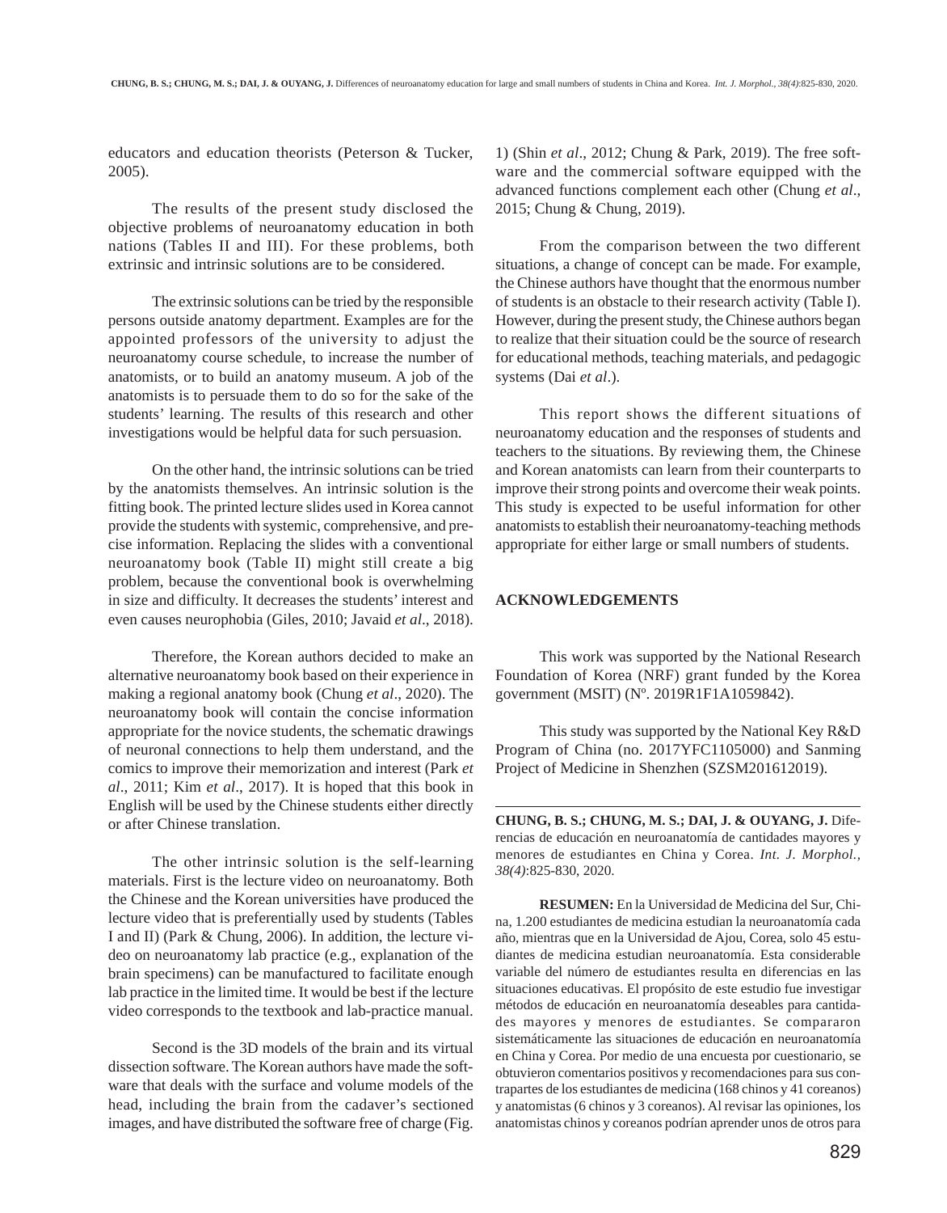educators and education theorists (Peterson & Tucker, 2005).

The results of the present study disclosed the objective problems of neuroanatomy education in both nations (Tables II and III). For these problems, both extrinsic and intrinsic solutions are to be considered.

The extrinsic solutions can be tried by the responsible persons outside anatomy department. Examples are for the appointed professors of the university to adjust the neuroanatomy course schedule, to increase the number of anatomists, or to build an anatomy museum. A job of the anatomists is to persuade them to do so for the sake of the students' learning. The results of this research and other investigations would be helpful data for such persuasion.

On the other hand, the intrinsic solutions can be tried by the anatomists themselves. An intrinsic solution is the fitting book. The printed lecture slides used in Korea cannot provide the students with systemic, comprehensive, and precise information. Replacing the slides with a conventional neuroanatomy book (Table II) might still create a big problem, because the conventional book is overwhelming in size and difficulty. It decreases the students' interest and even causes neurophobia (Giles, 2010; Javaid *et al*., 2018).

Therefore, the Korean authors decided to make an alternative neuroanatomy book based on their experience in making a regional anatomy book (Chung *et al*., 2020). The neuroanatomy book will contain the concise information appropriate for the novice students, the schematic drawings of neuronal connections to help them understand, and the comics to improve their memorization and interest (Park *et al*., 2011; Kim *et al*., 2017). It is hoped that this book in English will be used by the Chinese students either directly or after Chinese translation.

The other intrinsic solution is the self-learning materials. First is the lecture video on neuroanatomy. Both the Chinese and the Korean universities have produced the lecture video that is preferentially used by students (Tables I and II) (Park & Chung, 2006). In addition, the lecture video on neuroanatomy lab practice (e.g., explanation of the brain specimens) can be manufactured to facilitate enough lab practice in the limited time. It would be best if the lecture video corresponds to the textbook and lab-practice manual.

Second is the 3D models of the brain and its virtual dissection software. The Korean authors have made the software that deals with the surface and volume models of the head, including the brain from the cadaver's sectioned images, and have distributed the software free of charge (Fig. 1) (Shin *et al*., 2012; Chung & Park, 2019). The free software and the commercial software equipped with the advanced functions complement each other (Chung *et al*., 2015; Chung & Chung, 2019).

From the comparison between the two different situations, a change of concept can be made. For example, the Chinese authors have thought that the enormous number of students is an obstacle to their research activity (Table I). However, during the present study, the Chinese authors began to realize that their situation could be the source of research for educational methods, teaching materials, and pedagogic systems (Dai *et al*.).

This report shows the different situations of neuroanatomy education and the responses of students and teachers to the situations. By reviewing them, the Chinese and Korean anatomists can learn from their counterparts to improve their strong points and overcome their weak points. This study is expected to be useful information for other anatomists to establish their neuroanatomy-teaching methods appropriate for either large or small numbers of students.

## ACKNOWLEDGEMENTS

This work was supported by the National Research Foundation of Korea (NRF) grant funded by the Korea government (MSIT) (Nº. 2019R1F1A1059842).

This study was supported by the National Key R&D Program of China (no. 2017YFC1105000) and Sanming Project of Medicine in Shenzhen (SZSM201612019).

---

**CHUNG, B. S.; CHUNG, M. S.; DAI, J. & OUYANG, J.** Diferencias de educación en neuroanatomía de cantidades mayores y menores de estudiantes en China y Corea. *Int. J. Morphol., 38(4)*:825-830, 2020.

**RESUMEN:** En la Universidad de Medicina del Sur, China, 1.200 estudiantes de medicina estudian la neuroanatomía cada año, mientras que en la Universidad de Ajou, Corea, solo 45 estudiantes de medicina estudian neuroanatomía. Esta considerable variable del número de estudiantes resulta en diferencias en las situaciones educativas. El propósito de este estudio fue investigar métodos de educación en neuroanatomía deseables para cantidades mayores y menores de estudiantes. Se compararon sistemáticamente las situaciones de educación en neuroanatomía en China y Corea. Por medio de una encuesta por cuestionario, se obtuvieron comentarios positivos y recomendaciones para sus contrapartes de los estudiantes de medicina (168 chinos y 41 coreanos) y anatomistas (6 chinos y 3 coreanos). Al revisar las opiniones, los anatomistas chinos y coreanos podrían aprender unos de otros para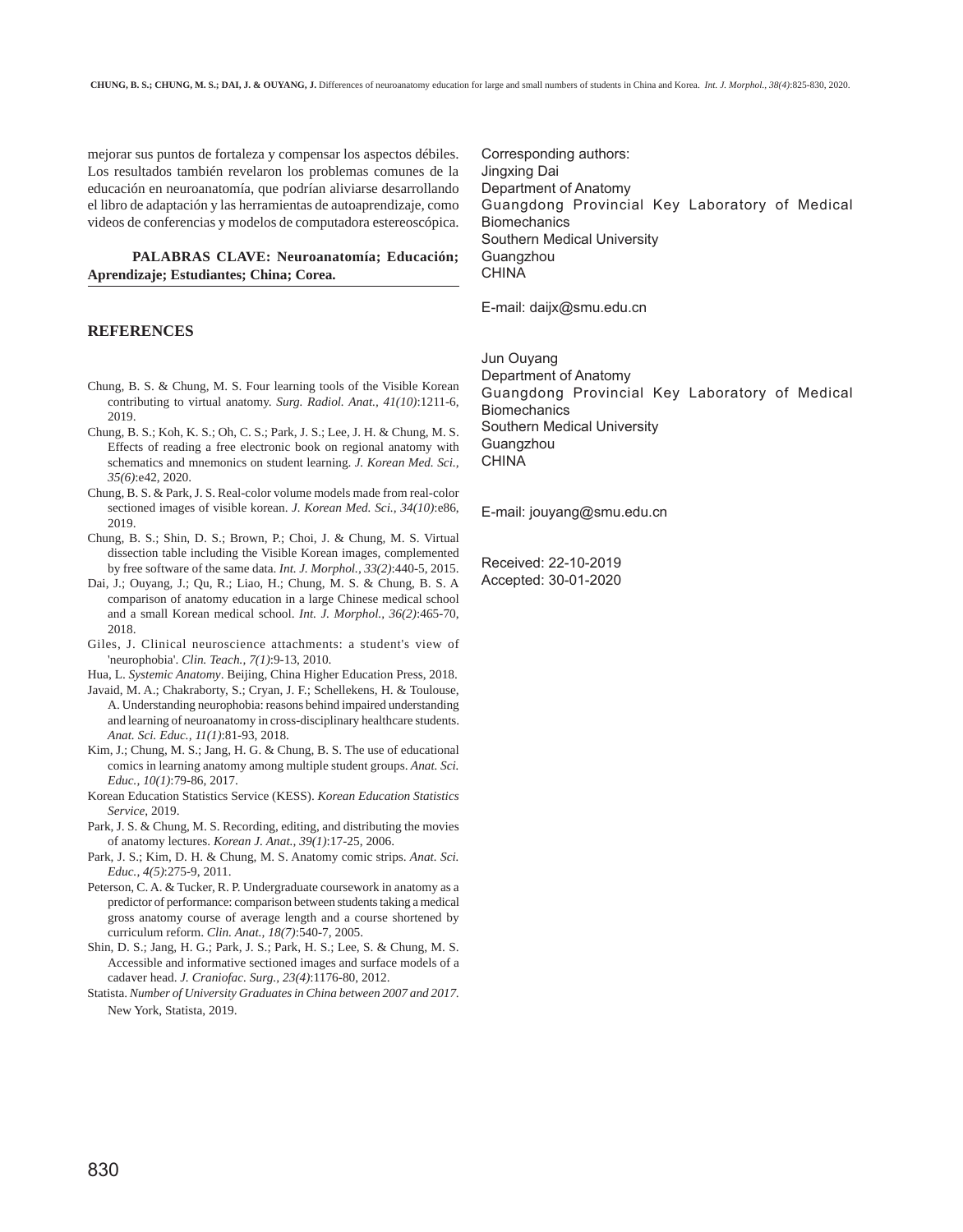mejorar sus puntos de fortaleza y compensar los aspectos débiles. Los resultados también revelaron los problemas comunes de la educación en neuroanatomía, que podrían aliviarse desarrollando el libro de adaptación y las herramientas de autoaprendizaje, como videos de conferencias y modelos de computadora estereoscópica.

**PALABRAS CLAVE: Neuroanatomía; Educación; Aprendizaje; Estudiantes; China; Corea.**

## REFERENCES

Chung, B. S. & Chung, M. S. Four learning tools of the Visible Korean contributing to virtual anatomy. *Surg. Radiol. Anat., 41(10)*:1211-6, 2019.

Chung, B. S.; Koh, K. S.; Oh, C. S.; Park, J. S.; Lee, J. H. & Chung, M. S. Effects of reading a free electronic book on regional anatomy with schematics and mnemonics on student learning. *J. Korean Med. Sci., 35(6)*:e42, 2020.

Chung, B. S. & Park, J. S. Real-color volume models made from real-color sectioned images of visible korean. *J. Korean Med. Sci., 34(10)*:e86, 2019.

Chung, B. S.; Shin, D. S.; Brown, P.; Choi, J. & Chung, M. S. Virtual dissection table including the Visible Korean images, complemented by free software of the same data. *Int. J. Morphol., 33(2)*:440-5, 2015.

Dai, J.; Ouyang, J.; Qu, R.; Liao, H.; Chung, M. S. & Chung, B. S. A comparison of anatomy education in a large Chinese medical school and a small Korean medical school. *Int. J. Morphol., 36(2)*:465-70, 2018.

Giles, J. Clinical neuroscience attachments: a student's view of 'neurophobia'. *Clin. Teach., 7(1)*:9-13, 2010.

Hua, L. *Systemic Anatomy*. Beijing, China Higher Education Press, 2018.

Javaid, M. A.; Chakraborty, S.; Cryan, J. F.; Schellekens, H. & Toulouse, A. Understanding neurophobia: reasons behind impaired understanding and learning of neuroanatomy in cross-disciplinary healthcare students. *Anat. Sci. Educ., 11(1)*:81-93, 2018.

Kim, J.; Chung, M. S.; Jang, H. G. & Chung, B. S. The use of educational comics in learning anatomy among multiple student groups. *Anat. Sci. Educ., 10(1)*:79-86, 2017.

Korean Education Statistics Service (KESS). *Korean Education Statistics Service*, 2019.

Park, J. S. & Chung, M. S. Recording, editing, and distributing the movies of anatomy lectures. *Korean J. Anat., 39(1)*:17-25, 2006.

Park, J. S.; Kim, D. H. & Chung, M. S. Anatomy comic strips. *Anat. Sci. Educ., 4(5)*:275-9, 2011.

Peterson, C. A. & Tucker, R. P. Undergraduate coursework in anatomy as a predictor of performance: comparison between students taking a medical gross anatomy course of average length and a course shortened by curriculum reform. *Clin. Anat., 18(7)*:540-7, 2005.

Shin, D. S.; Jang, H. G.; Park, J. S.; Park, H. S.; Lee, S. & Chung, M. S. Accessible and informative sectioned images and surface models of a cadaver head. *J. Craniofac. Surg., 23(4)*:1176-80, 2012.

Statista. *Number of University Graduates in China between 2007 and 2017*. New York, Statista, 2019.

Corresponding authors:
Jingxing Dai
Department of Anatomy
Guangdong Provincial Key Laboratory of Medical Biomechanics
Southern Medical University
Guangzhou
CHINA

E-mail: daijx@smu.edu.cn

Jun Ouyang
Department of Anatomy
Guangdong Provincial Key Laboratory of Medical Biomechanics
Southern Medical University
Guangzhou
CHINA

E-mail: jouyang@smu.edu.cn

Received: 22-10-2019
Accepted: 30-01-2020